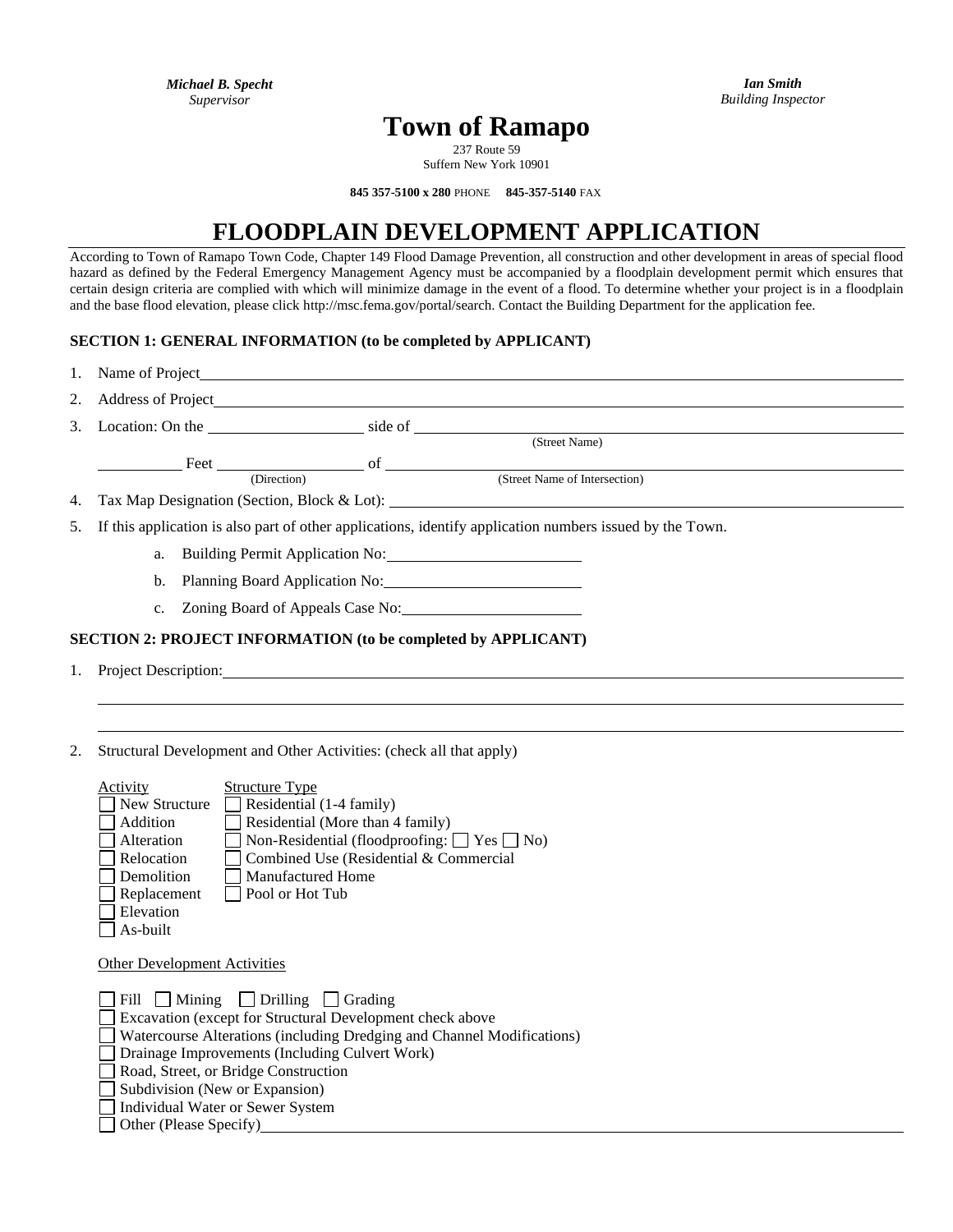***Michael B. Specht***
*Supervisor*

***Ian Smith***
*Building Inspector*

# Town of Ramapo

237 Route 59
Suffern New York 10901

**845 357-5100 x 280** PHONE **845-357-5140** FAX

# FLOODPLAIN DEVELOPMENT APPLICATION

According to Town of Ramapo Town Code, Chapter 149 Flood Damage Prevention, all construction and other development in areas of special flood hazard as defined by the Federal Emergency Management Agency must be accompanied by a floodplain development permit which ensures that certain design criteria are complied with which will minimize damage in the event of a flood. To determine whether your project is in a floodplain and the base flood elevation, please click http://msc.fema.gov/portal/search. Contact the Building Department for the application fee.

### SECTION 1: GENERAL INFORMATION (to be completed by APPLICANT)

1. Name of Project\_\_\_\_\_\_\_\_\_\_\_\_\_\_\_\_\_\_\_\_\_\_\_\_\_\_\_\_\_\_\_\_\_\_\_\_\_\_\_\_
2. Address of Project\_\_\_\_\_\_\_\_\_\_\_\_\_\_\_\_\_\_\_\_\_\_\_\_\_\_\_\_\_\_\_\_\_\_\_\_\_\_\_\_
3. Location: On the \_\_\_\_\_\_\_\_\_\_\_\_\_\_ side of \_\_\_\_\_\_\_\_\_\_\_\_\_\_\_\_\_\_\_\_\_\_\_\_ (Street Name)

   \_\_\_\_\_\_\_\_ Feet \_\_\_\_\_\_\_\_\_\_\_\_\_\_ (Direction) of \_\_\_\_\_\_\_\_\_\_\_\_\_\_\_\_\_\_\_\_\_\_\_\_ (Street Name of Intersection)
4. Tax Map Designation (Section, Block & Lot): \_\_\_\_\_\_\_\_\_\_\_\_\_\_\_\_\_\_\_\_\_\_\_\_
5. If this application is also part of other applications, identify application numbers issued by the Town.
   a. Building Permit Application No:\_\_\_\_\_\_\_\_\_\_\_\_\_\_\_\_\_\_\_\_
   b. Planning Board Application No:\_\_\_\_\_\_\_\_\_\_\_\_\_\_\_\_\_\_\_\_
   c. Zoning Board of Appeals Case No:\_\_\_\_\_\_\_\_\_\_\_\_\_\_\_\_\_\_\_\_

### SECTION 2: PROJECT INFORMATION (to be completed by APPLICANT)

1. Project Description:\_\_\_\_\_\_\_\_\_\_\_\_\_\_\_\_\_\_\_\_\_\_\_\_\_\_\_\_\_\_\_\_\_\_\_\_\_\_\_\_

   \_\_\_\_\_\_\_\_\_\_\_\_\_\_\_\_\_\_\_\_\_\_\_\_\_\_\_\_\_\_\_\_\_\_\_\_\_\_\_\_\_\_\_\_\_\_\_\_\_\_\_\_\_\_

   \_\_\_\_\_\_\_\_\_\_\_\_\_\_\_\_\_\_\_\_\_\_\_\_\_\_\_\_\_\_\_\_\_\_\_\_\_\_\_\_\_\_\_\_\_\_\_\_\_\_\_\_\_\_

2. Structural Development and Other Activities: (check all that apply)

| Activity | Structure Type |
|---|---|
| ☐ New Structure | ☐ Residential (1-4 family) |
| ☐ Addition | ☐ Residential (More than 4 family) |
| ☐ Alteration | ☐ Non-Residential (floodproofing: ☐ Yes ☐ No) |
| ☐ Relocation | ☐ Combined Use (Residential & Commercial |
| ☐ Demolition | ☐ Manufactured Home |
| ☐ Replacement | ☐ Pool or Hot Tub |
| ☐ Elevation | |
| ☐ As-built | |

Other Development Activities

☐ Fill ☐ Mining ☐ Drilling ☐ Grading
☐ Excavation (except for Structural Development check above
☐ Watercourse Alterations (including Dredging and Channel Modifications)
☐ Drainage Improvements (Including Culvert Work)
☐ Road, Street, or Bridge Construction
☐ Subdivision (New or Expansion)
☐ Individual Water or Sewer System
☐ Other (Please Specify)\_\_\_\_\_\_\_\_\_\_\_\_\_\_\_\_\_\_\_\_\_\_\_\_\_\_\_\_\_\_\_\_\_\_\_\_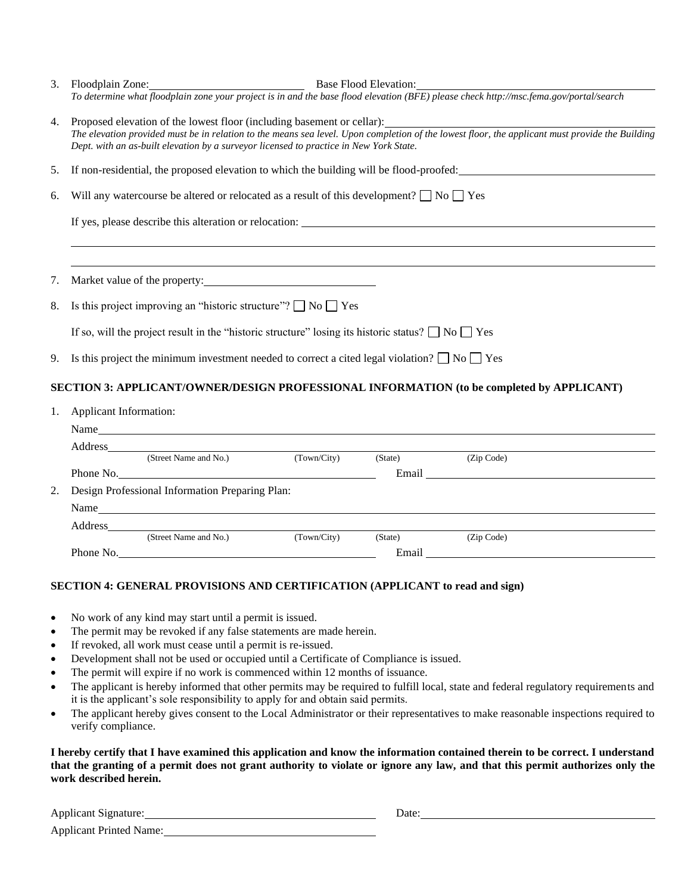3. Floodplain Zone: \_\_\_\_\_\_\_\_\_\_\_\_\_\_\_\_\_\_\_\_ Base Flood Elevation: \_\_\_\_\_\_\_\_\_\_\_\_\_\_\_\_\_\_\_\_

   *To determine what floodplain zone your project is in and the base flood elevation (BFE) please check http://msc.fema.gov/portal/search*

4. Proposed elevation of the lowest floor (including basement or cellar): \_\_\_\_\_\_\_\_\_\_\_\_\_\_\_\_\_\_\_\_

   *The elevation provided must be in relation to the means sea level. Upon completion of the lowest floor, the applicant must provide the Building Dept. with an as-built elevation by a surveyor licensed to practice in New York State.*

5. If non-residential, the proposed elevation to which the building will be flood-proofed: \_\_\_\_\_\_\_\_\_\_\_\_\_\_\_\_\_\_\_\_

6. Will any watercourse be altered or relocated as a result of this development? ☐ No ☐ Yes

   If yes, please describe this alteration or relocation: \_\_\_\_\_\_\_\_\_\_\_\_\_\_\_\_\_\_\_\_

   \_\_\_\_\_\_\_\_\_\_\_\_\_\_\_\_\_\_\_\_\_\_\_\_\_\_\_\_\_\_\_\_\_\_\_\_\_\_\_\_

   \_\_\_\_\_\_\_\_\_\_\_\_\_\_\_\_\_\_\_\_\_\_\_\_\_\_\_\_\_\_\_\_\_\_\_\_\_\_\_\_

7. Market value of the property: \_\_\_\_\_\_\_\_\_\_\_\_\_\_\_\_\_\_\_\_

8. Is this project improving an "historic structure"? ☐ No ☐ Yes

   If so, will the project result in the "historic structure" losing its historic status? ☐ No ☐ Yes

9. Is this project the minimum investment needed to correct a cited legal violation? ☐ No ☐ Yes

## SECTION 3: APPLICANT/OWNER/DESIGN PROFESSIONAL INFORMATION (to be completed by APPLICANT)

1. Applicant Information:

   Name \_\_\_\_\_\_\_\_\_\_\_\_\_\_\_\_\_\_\_\_

   Address \_\_\_\_\_\_\_\_\_\_\_\_\_\_\_\_\_\_\_\_
   (Street Name and No.) (Town/City) (State) (Zip Code)

   Phone No. \_\_\_\_\_\_\_\_\_\_\_\_\_\_\_\_\_\_\_\_ Email \_\_\_\_\_\_\_\_\_\_\_\_\_\_\_\_\_\_\_\_

2. Design Professional Information Preparing Plan:

   Name \_\_\_\_\_\_\_\_\_\_\_\_\_\_\_\_\_\_\_\_

   Address \_\_\_\_\_\_\_\_\_\_\_\_\_\_\_\_\_\_\_\_
   (Street Name and No.) (Town/City) (State) (Zip Code)

   Phone No. \_\_\_\_\_\_\_\_\_\_\_\_\_\_\_\_\_\_\_\_ Email \_\_\_\_\_\_\_\_\_\_\_\_\_\_\_\_\_\_\_\_

## SECTION 4: GENERAL PROVISIONS AND CERTIFICATION (APPLICANT to read and sign)

- No work of any kind may start until a permit is issued.
- The permit may be revoked if any false statements are made herein.
- If revoked, all work must cease until a permit is re-issued.
- Development shall not be used or occupied until a Certificate of Compliance is issued.
- The permit will expire if no work is commenced within 12 months of issuance.
- The applicant is hereby informed that other permits may be required to fulfill local, state and federal regulatory requirements and it is the applicant's sole responsibility to apply for and obtain said permits.
- The applicant hereby gives consent to the Local Administrator or their representatives to make reasonable inspections required to verify compliance.

**I hereby certify that I have examined this application and know the information contained therein to be correct. I understand that the granting of a permit does not grant authority to violate or ignore any law, and that this permit authorizes only the work described herein.**

Applicant Signature: \_\_\_\_\_\_\_\_\_\_\_\_\_\_\_\_\_\_\_\_ Date: \_\_\_\_\_\_\_\_\_\_\_\_\_\_\_\_\_\_\_\_

Applicant Printed Name: \_\_\_\_\_\_\_\_\_\_\_\_\_\_\_\_\_\_\_\_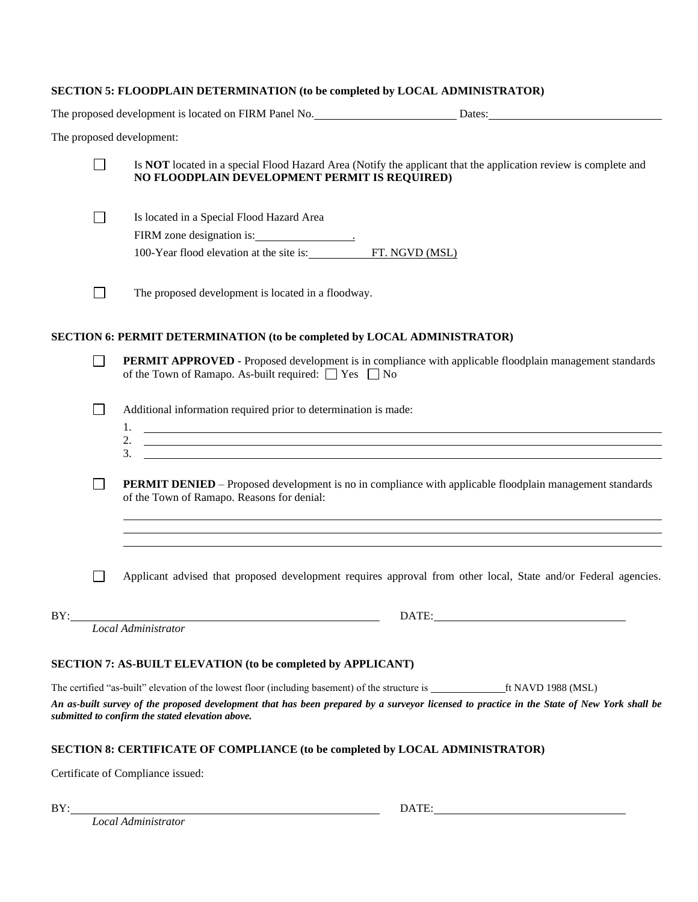**SECTION 5: FLOODPLAIN DETERMINATION (to be completed by LOCAL ADMINISTRATOR)**

The proposed development is located on FIRM Panel No.________________________ Dates:______________________________

The proposed development:

- ☐ Is **NOT** located in a special Flood Hazard Area (Notify the applicant that the application review is complete and **NO FLOODPLAIN DEVELOPMENT PERMIT IS REQUIRED)**

- ☐ Is located in a Special Flood Hazard Area
  FIRM zone designation is:_________________.
  100-Year flood elevation at the site is:___________FT. NGVD (MSL)

- ☐ The proposed development is located in a floodway.

**SECTION 6: PERMIT DETERMINATION (to be completed by LOCAL ADMINISTRATOR)**

- ☐ **PERMIT APPROVED -** Proposed development is in compliance with applicable floodplain management standards of the Town of Ramapo. As-built required: ☐ Yes ☐ No

- ☐ Additional information required prior to determination is made:
  1. ______________________________________________________________________________
  2. ______________________________________________________________________________
  3. ______________________________________________________________________________

- ☐ **PERMIT DENIED** – Proposed development is no in compliance with applicable floodplain management standards of the Town of Ramapo. Reasons for denial:

  ______________________________________________________________________________
  ______________________________________________________________________________
  ______________________________________________________________________________

- ☐ Applicant advised that proposed development requires approval from other local, State and/or Federal agencies.

BY:________________________________________________ DATE:______________________________
*Local Administrator*

**SECTION 7: AS-BUILT ELEVATION (to be completed by APPLICANT)**

The certified "as-built" elevation of the lowest floor (including basement) of the structure is ______________ft NAVD 1988 (MSL)

***An as-built survey of the proposed development that has been prepared by a surveyor licensed to practice in the State of New York shall be submitted to confirm the stated elevation above.***

**SECTION 8: CERTIFICATE OF COMPLIANCE (to be completed by LOCAL ADMINISTRATOR)**

Certificate of Compliance issued:

BY:________________________________________________ DATE:______________________________
*Local Administrator*